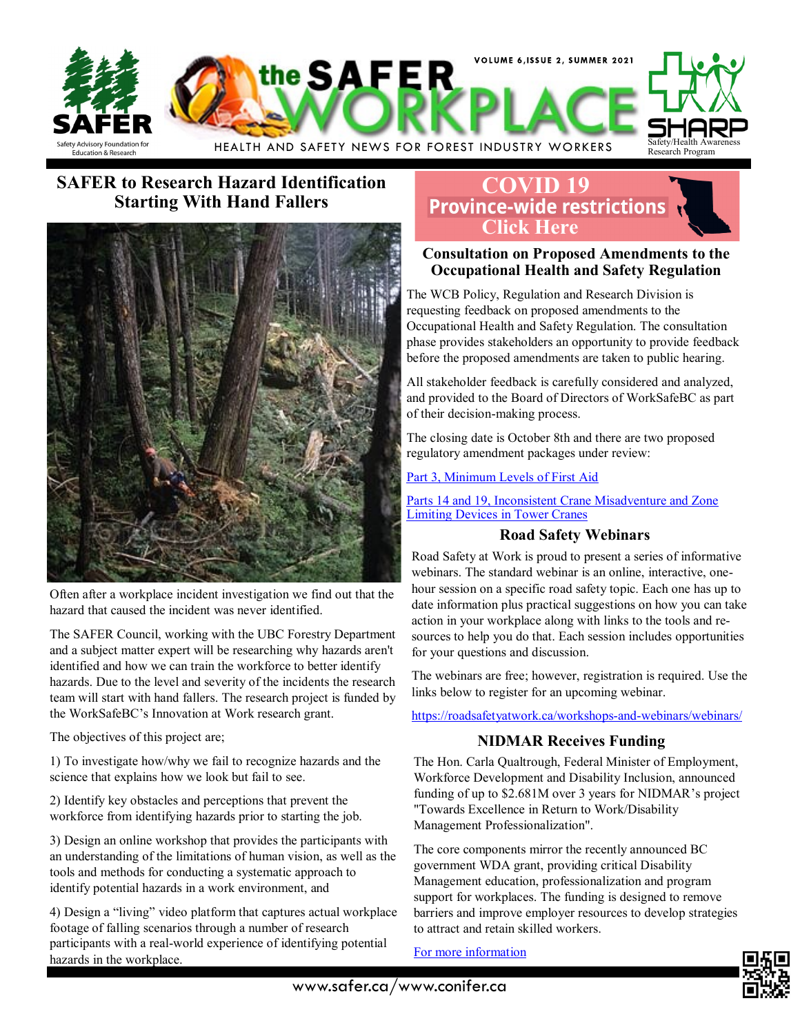# the SAFER WORKPLACE

VOLUME 6, ISSUE 2, SUMMER 2021

HEALTH AND SAFETY NEWS FOR FOREST INDUSTRY WORKERS

## SAFER to Research Hazard Identification Starting With Hand Fallers

Often after a workplace incident investigation we find out that the hazard that caused the incident was never identified.

The SAFER Council, working with the UBC Forestry Department and a subject matter expert will be researching why hazards aren't identified and how we can train the workforce to better identify hazards. Due to the level and severity of the incidents the research team will start with hand fallers. The research project is funded by the WorkSafeBC's Innovation at Work research grant.

The objectives of this project are;

1) To investigate how/why we fail to recognize hazards and the science that explains how we look but fail to see.

2) Identify key obstacles and perceptions that prevent the workforce from identifying hazards prior to starting the job.

3) Design an online workshop that provides the participants with an understanding of the limitations of human vision, as well as the tools and methods for conducting a systematic approach to identify potential hazards in a work environment, and

4) Design a "living" video platform that captures actual workplace footage of falling scenarios through a number of research participants with a real-world experience of identifying potential hazards in the workplace.

## COVID 19 Province-wide restrictions Click Here

## Consultation on Proposed Amendments to the Occupational Health and Safety Regulation

The WCB Policy, Regulation and Research Division is requesting feedback on proposed amendments to the Occupational Health and Safety Regulation. The consultation phase provides stakeholders an opportunity to provide feedback before the proposed amendments are taken to public hearing.

All stakeholder feedback is carefully considered and analyzed, and provided to the Board of Directors of WorkSafeBC as part of their decision-making process.

The closing date is October 8th and there are two proposed regulatory amendment packages under review:

Part 3, Minimum Levels of First Aid

Parts 14 and 19, Inconsistent Crane Misadventure and Zone Limiting Devices in Tower Cranes

## Road Safety Webinars

Road Safety at Work is proud to present a series of informative webinars. The standard webinar is an online, interactive, one-hour session on a specific road safety topic. Each one has up to date information plus practical suggestions on how you can take action in your workplace along with links to the tools and resources to help you do that. Each session includes opportunities for your questions and discussion.

The webinars are free; however, registration is required. Use the links below to register for an upcoming webinar.

https://roadsafetyatwork.ca/workshops-and-webinars/webinars/

## NIDMAR Receives Funding

The Hon. Carla Qualtrough, Federal Minister of Employment, Workforce Development and Disability Inclusion, announced funding of up to $2.681M over 3 years for NIDMAR's project "Towards Excellence in Return to Work/Disability Management Professionalization".

The core components mirror the recently announced BC government WDA grant, providing critical Disability Management education, professionalization and program support for workplaces. The funding is designed to remove barriers and improve employer resources to develop strategies to attract and retain skilled workers.

For more information

www.safer.ca/www.conifer.ca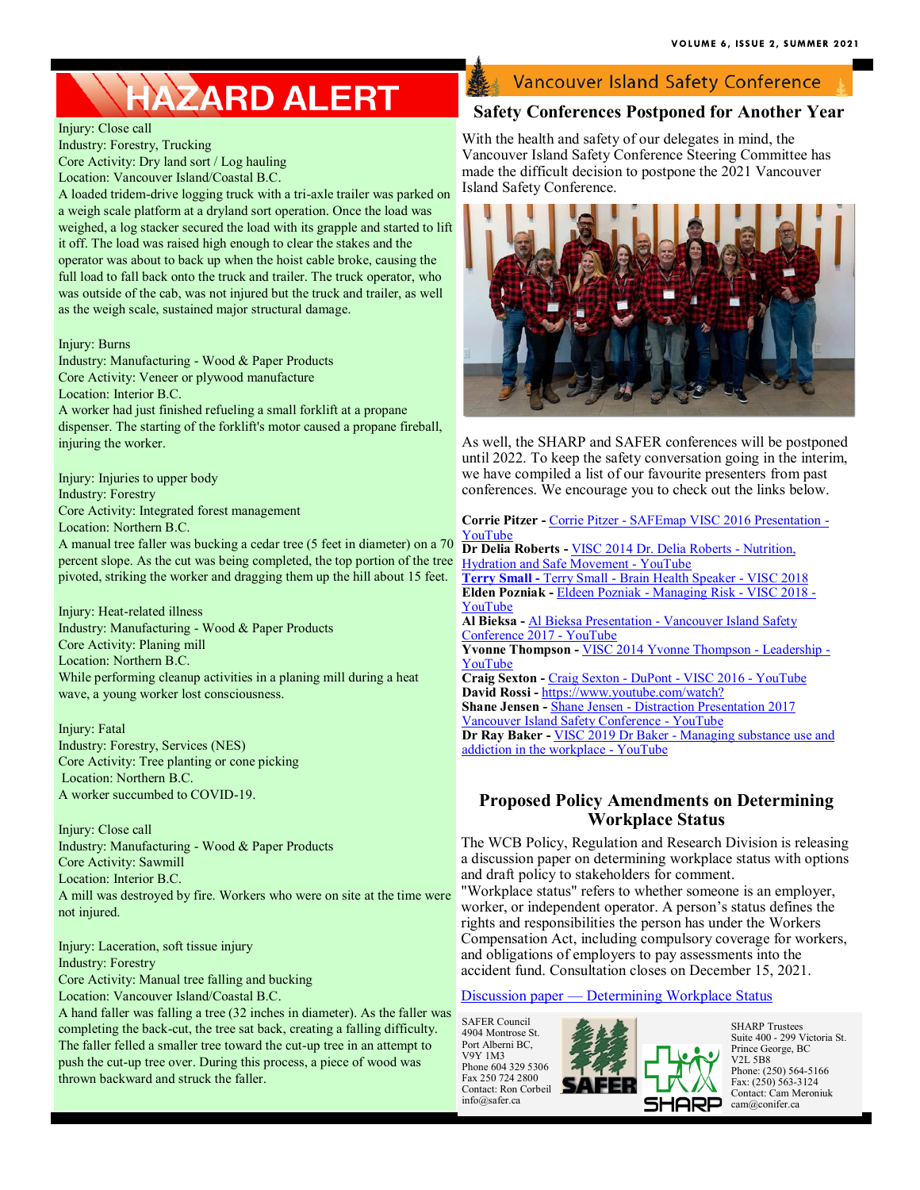# HAZARD ALERT

Injury: Close call
Industry: Forestry, Trucking
Core Activity: Dry land sort / Log hauling
Location: Vancouver Island/Coastal B.C.
A loaded tridem-drive logging truck with a tri-axle trailer was parked on a weigh scale platform at a dryland sort operation. Once the load was weighed, a log stacker secured the load with its grapple and started to lift it off. The load was raised high enough to clear the stakes and the operator was about to back up when the hoist cable broke, causing the full load to fall back onto the truck and trailer. The truck operator, who was outside of the cab, was not injured but the truck and trailer, as well as the weigh scale, sustained major structural damage.

Injury: Burns
Industry: Manufacturing - Wood & Paper Products
Core Activity: Veneer or plywood manufacture
Location: Interior B.C.
A worker had just finished refueling a small forklift at a propane dispenser. The starting of the forklift's motor caused a propane fireball, injuring the worker.

Injury: Injuries to upper body
Industry: Forestry
Core Activity: Integrated forest management
Location: Northern B.C.
A manual tree faller was bucking a cedar tree (5 feet in diameter) on a 70 percent slope. As the cut was being completed, the top portion of the tree pivoted, striking the worker and dragging them up the hill about 15 feet.

Injury: Heat-related illness
Industry: Manufacturing - Wood & Paper Products
Core Activity: Planing mill
Location: Northern B.C.
While performing cleanup activities in a planing mill during a heat wave, a young worker lost consciousness.

Injury: Fatal
Industry: Forestry, Services (NES)
Core Activity: Tree planting or cone picking
Location: Northern B.C.
A worker succumbed to COVID-19.

Injury: Close call
Industry: Manufacturing - Wood & Paper Products
Core Activity: Sawmill
Location: Interior B.C.
A mill was destroyed by fire. Workers who were on site at the time were not injured.

Injury: Laceration, soft tissue injury
Industry: Forestry
Core Activity: Manual tree falling and bucking
Location: Vancouver Island/Coastal B.C.
A hand faller was falling a tree (32 inches in diameter). As the faller was completing the back-cut, the tree sat back, creating a falling difficulty. The faller felled a smaller tree toward the cut-up tree in an attempt to push the cut-up tree over. During this process, a piece of wood was thrown backward and struck the faller.

# Vancouver Island Safety Conference

## Safety Conferences Postponed for Another Year

With the health and safety of our delegates in mind, the Vancouver Island Safety Conference Steering Committee has made the difficult decision to postpone the 2021 Vancouver Island Safety Conference.

As well, the SHARP and SAFER conferences will be postponed until 2022. To keep the safety conversation going in the interim, we have compiled a list of our favourite presenters from past conferences. We encourage you to check out the links below.

**Corrie Pitzer -** Corrie Pitzer - SAFEmap VISC 2016 Presentation - YouTube
**Dr Delia Roberts -** VISC 2014 Dr. Delia Roberts - Nutrition, Hydration and Safe Movement - YouTube
**Terry Small -** Terry Small - Brain Health Speaker - VISC 2018
**Elden Pozniak -** Eldeen Pozniak - Managing Risk - VISC 2018 - YouTube
**Al Bieksa -** Al Bieksa Presentation - Vancouver Island Safety Conference 2017 - YouTube
**Yvonne Thompson -** VISC 2014 Yvonne Thompson - Leadership - YouTube
**Craig Sexton -** Craig Sexton - DuPont - VISC 2016 - YouTube
**David Rossi -** https://www.youtube.com/watch?
**Shane Jensen -** Shane Jensen - Distraction Presentation 2017 Vancouver Island Safety Conference - YouTube
**Dr Ray Baker -** VISC 2019 Dr Baker - Managing substance use and addiction in the workplace - YouTube

## Proposed Policy Amendments on Determining Workplace Status

The WCB Policy, Regulation and Research Division is releasing a discussion paper on determining workplace status with options and draft policy to stakeholders for comment.
"Workplace status" refers to whether someone is an employer, worker, or independent operator. A person's status defines the rights and responsibilities the person has under the Workers Compensation Act, including compulsory coverage for workers, and obligations of employers to pay assessments into the accident fund. Consultation closes on December 15, 2021.

Discussion paper — Determining Workplace Status

SAFER Council
4904 Montrose St.
Port Alberni BC,
V9Y 1M3
Phone 604 329 5306
Fax 250 724 2800
Contact: Ron Corbeil
info@safer.ca

SHARP Trustees
Suite 400 - 299 Victoria St.
Prince George, BC
V2L 5B8
Phone: (250) 564-5166
Fax: (250) 563-3124
Contact: Cam Meroniuk
cam@conifer.ca